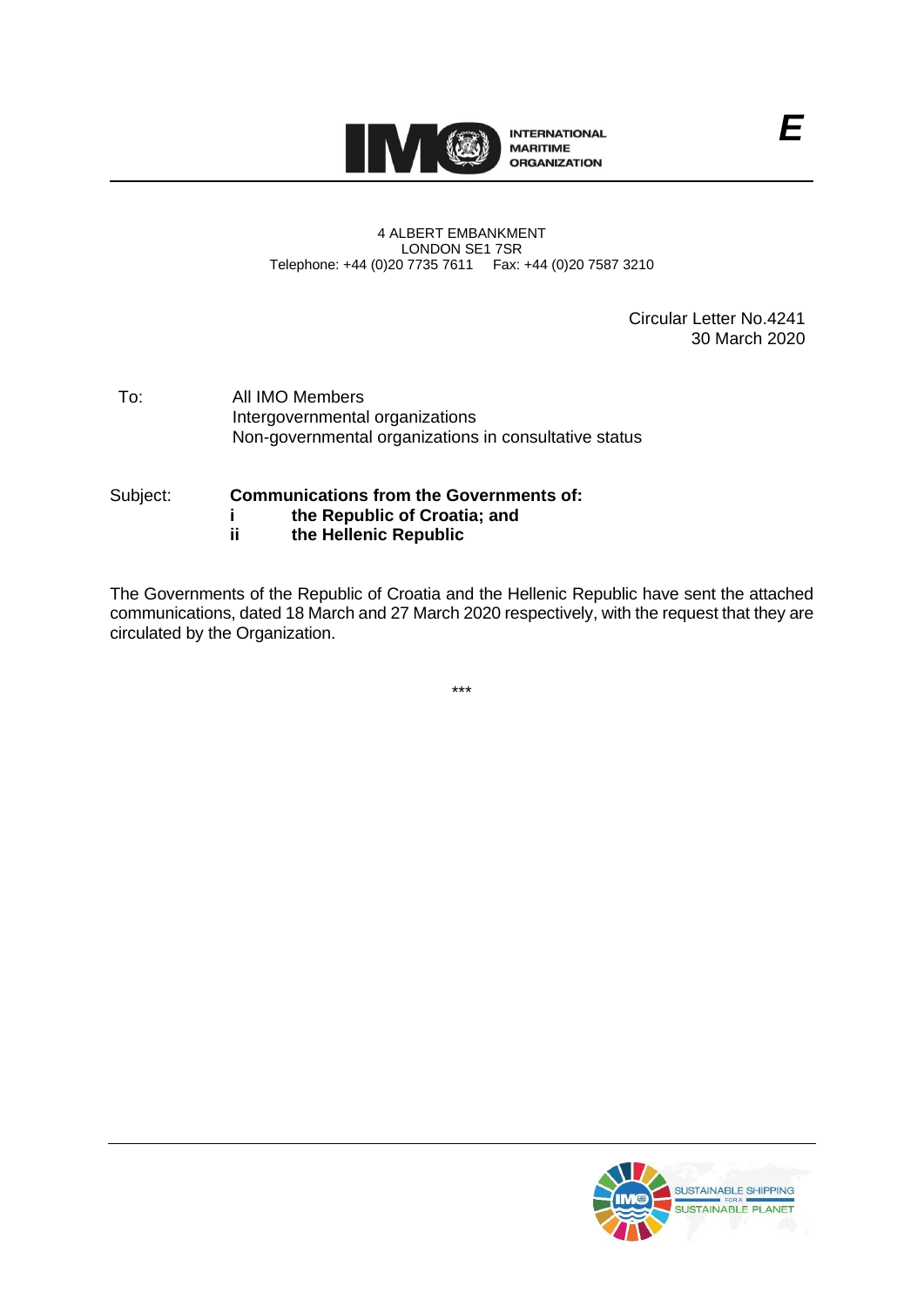INTERNATIONAL MARITIME ORGANIZATION

**E**

4 ALBERT EMBANKMENT
LONDON SE1 7SR
Telephone: +44 (0)20 7735 7611 Fax: +44 (0)20 7587 3210

Circular Letter No.4241
30 March 2020

To: All IMO Members
Intergovernmental organizations
Non-governmental organizations in consultative status

Subject: **Communications from the Governments of:**
**i the Republic of Croatia; and**
**ii the Hellenic Republic**

The Governments of the Republic of Croatia and the Hellenic Republic have sent the attached communications, dated 18 March and 27 March 2020 respectively, with the request that they are circulated by the Organization.

***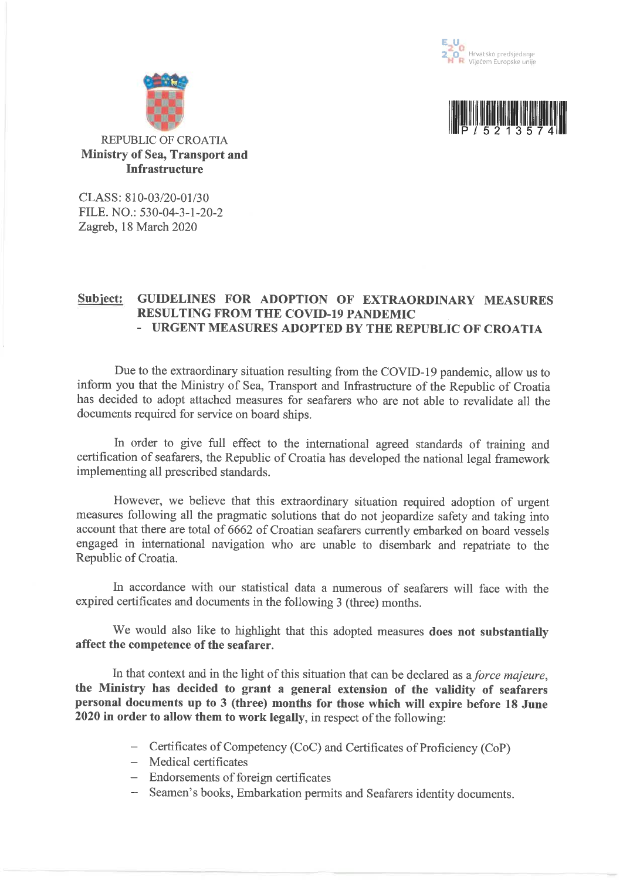Hrvatsko predsjedanje Vijećem Europske unije

P / 5 2 1 3 5 7 4

REPUBLIC OF CROATIA
**Ministry of Sea, Transport and Infrastructure**

CLASS: 810-03/20-01/30
FILE. NO.: 530-04-3-1-20-2
Zagreb, 18 March 2020

**Subject: GUIDELINES FOR ADOPTION OF EXTRAORDINARY MEASURES RESULTING FROM THE COVID-19 PANDEMIC**
**- URGENT MEASURES ADOPTED BY THE REPUBLIC OF CROATIA**

Due to the extraordinary situation resulting from the COVID-19 pandemic, allow us to inform you that the Ministry of Sea, Transport and Infrastructure of the Republic of Croatia has decided to adopt attached measures for seafarers who are not able to revalidate all the documents required for service on board ships.

In order to give full effect to the international agreed standards of training and certification of seafarers, the Republic of Croatia has developed the national legal framework implementing all prescribed standards.

However, we believe that this extraordinary situation required adoption of urgent measures following all the pragmatic solutions that do not jeopardize safety and taking into account that there are total of 6662 of Croatian seafarers currently embarked on board vessels engaged in international navigation who are unable to disembark and repatriate to the Republic of Croatia.

In accordance with our statistical data a numerous of seafarers will face with the expired certificates and documents in the following 3 (three) months.

We would also like to highlight that this adopted measures **does not substantially affect the competence of the seafarer.**

In that context and in the light of this situation that can be declared as a *force majeure*, **the Ministry has decided to grant a general extension of the validity of seafarers personal documents up to 3 (three) months for those which will expire before 18 June 2020 in order to allow them to work legally**, in respect of the following:

- Certificates of Competency (CoC) and Certificates of Proficiency (CoP)
- Medical certificates
- Endorsements of foreign certificates
- Seamen's books, Embarkation permits and Seafarers identity documents.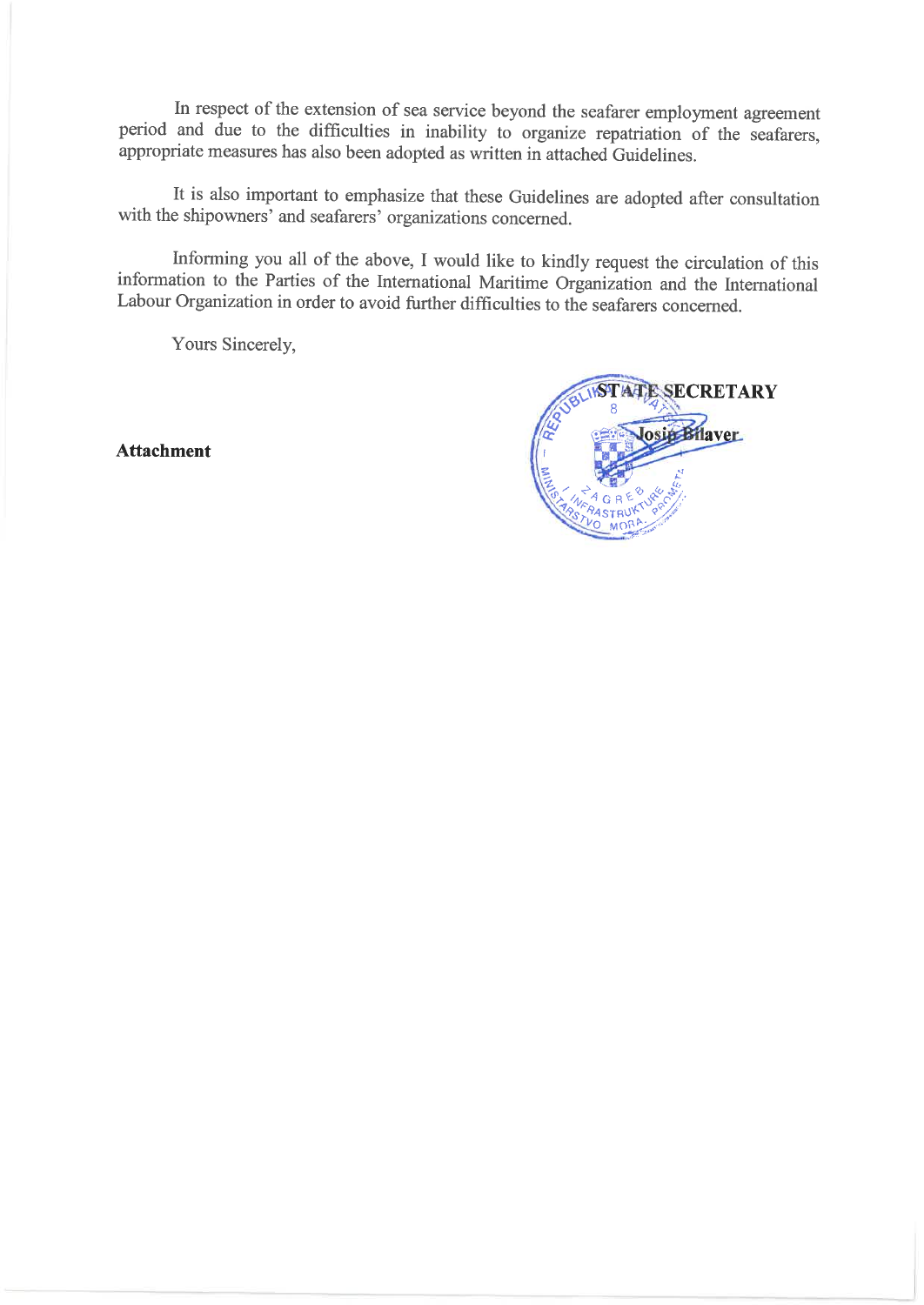In respect of the extension of sea service beyond the seafarer employment agreement period and due to the difficulties in inability to organize repatriation of the seafarers, appropriate measures has also been adopted as written in attached Guidelines.

It is also important to emphasize that these Guidelines are adopted after consultation with the shipowners' and seafarers' organizations concerned.

Informing you all of the above, I would like to kindly request the circulation of this information to the Parties of the International Maritime Organization and the International Labour Organization in order to avoid further difficulties to the seafarers concerned.

Yours Sincerely,

**STATE SECRETARY**

**Josip Bilaver**

**Attachment**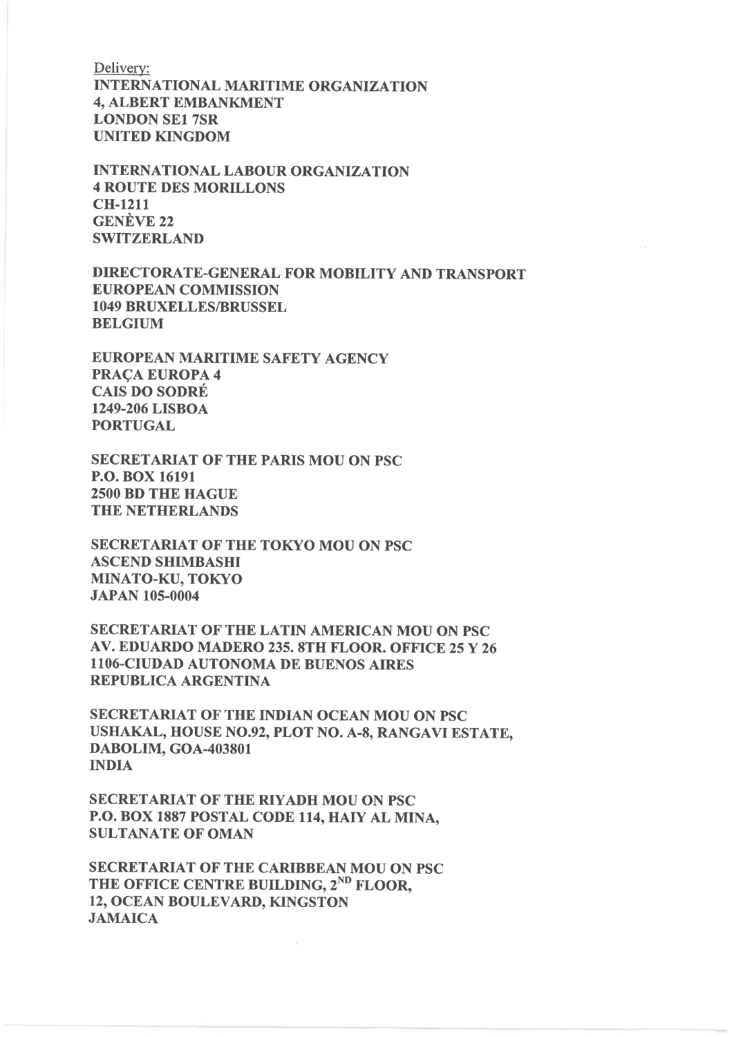Delivery:

**INTERNATIONAL MARITIME ORGANIZATION**
**4, ALBERT EMBANKMENT**
**LONDON SE1 7SR**
**UNITED KINGDOM**

**INTERNATIONAL LABOUR ORGANIZATION**
**4 ROUTE DES MORILLONS**
**CH-1211**
**GENÈVE 22**
**SWITZERLAND**

**DIRECTORATE-GENERAL FOR MOBILITY AND TRANSPORT**
**EUROPEAN COMMISSION**
**1049 BRUXELLES/BRUSSEL**
**BELGIUM**

**EUROPEAN MARITIME SAFETY AGENCY**
**PRAÇA EUROPA 4**
**CAIS DO SODRÉ**
**1249-206 LISBOA**
**PORTUGAL**

**SECRETARIAT OF THE PARIS MOU ON PSC**
**P.O. BOX 16191**
**2500 BD THE HAGUE**
**THE NETHERLANDS**

**SECRETARIAT OF THE TOKYO MOU ON PSC**
**ASCEND SHIMBASHI**
**MINATO-KU, TOKYO**
**JAPAN 105-0004**

**SECRETARIAT OF THE LATIN AMERICAN MOU ON PSC**
**AV. EDUARDO MADERO 235. 8TH FLOOR. OFFICE 25 Y 26**
**1106-CIUDAD AUTONOMA DE BUENOS AIRES**
**REPUBLICA ARGENTINA**

**SECRETARIAT OF THE INDIAN OCEAN MOU ON PSC**
**USHAKAL, HOUSE NO.92, PLOT NO. A-8, RANGAVI ESTATE,**
**DABOLIM, GOA-403801**
**INDIA**

**SECRETARIAT OF THE RIYADH MOU ON PSC**
**P.O. BOX 1887 POSTAL CODE 114, HAIY AL MINA,**
**SULTANATE OF OMAN**

**SECRETARIAT OF THE CARIBBEAN MOU ON PSC**
**THE OFFICE CENTRE BUILDING, 2ND FLOOR,**
**12, OCEAN BOULEVARD, KINGSTON**
**JAMAICA**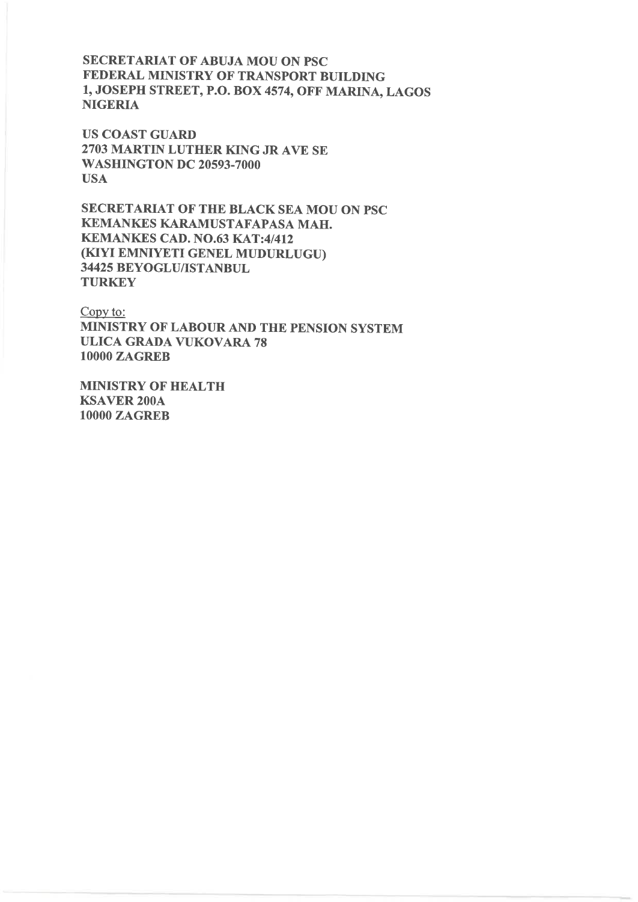**SECRETARIAT OF ABUJA MOU ON PSC**
**FEDERAL MINISTRY OF TRANSPORT BUILDING**
**1, JOSEPH STREET, P.O. BOX 4574, OFF MARINA, LAGOS**
**NIGERIA**

**US COAST GUARD**
**2703 MARTIN LUTHER KING JR AVE SE**
**WASHINGTON DC 20593-7000**
**USA**

**SECRETARIAT OF THE BLACK SEA MOU ON PSC**
**KEMANKES KARAMUSTAFAPASA MAH.**
**KEMANKES CAD. NO.63 KAT:4/412**
**(KIYI EMNIYETI GENEL MUDURLUGU)**
**34425 BEYOGLU/ISTANBUL**
**TURKEY**

Copy to:
**MINISTRY OF LABOUR AND THE PENSION SYSTEM**
**ULICA GRADA VUKOVARA 78**
**10000 ZAGREB**

**MINISTRY OF HEALTH**
**KSAVER 200A**
**10000 ZAGREB**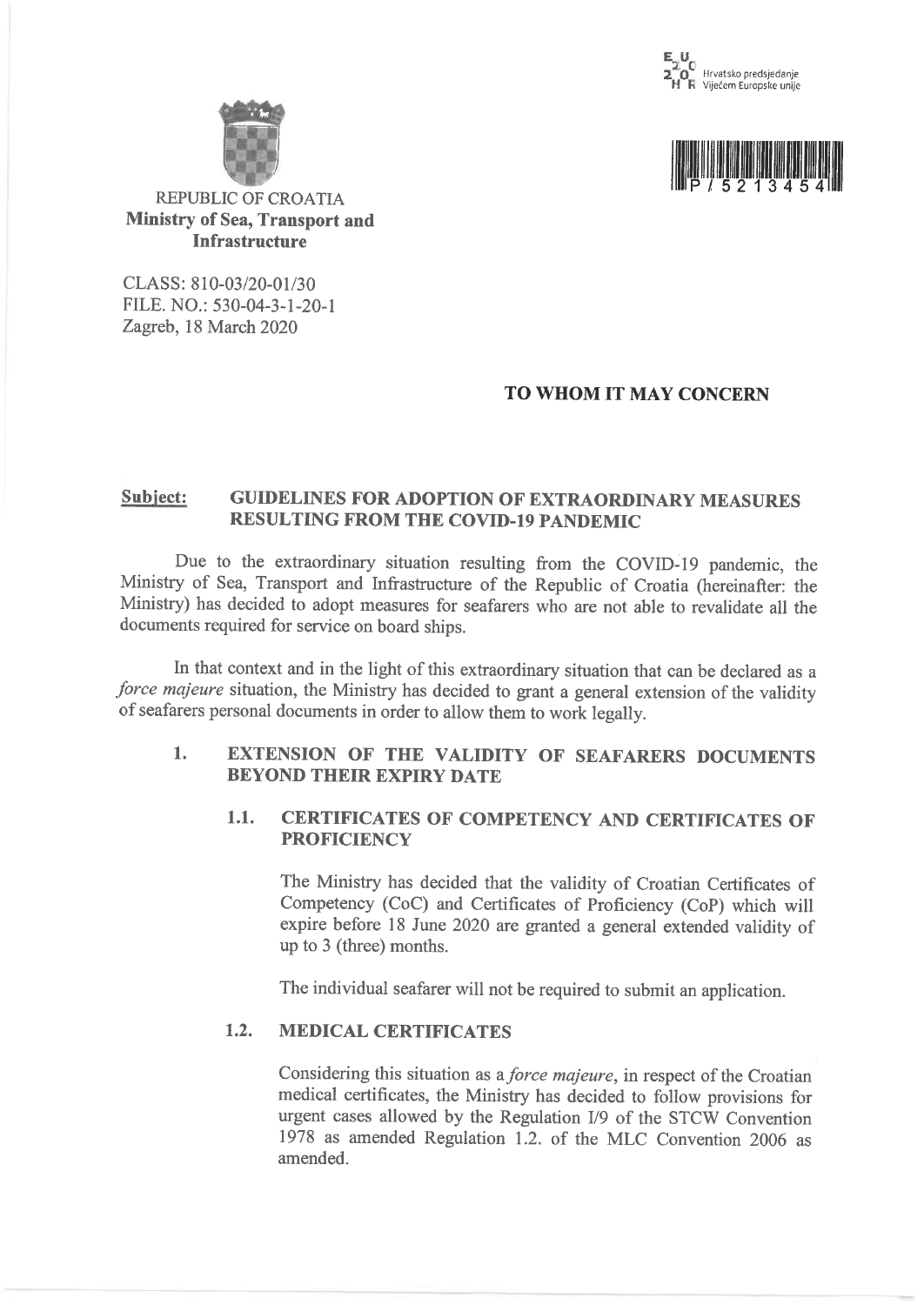EU 2020 HR Hrvatsko predsjedanje Vijećem Europske unije

P / 5 2 1 3 4 5 4

REPUBLIC OF CROATIA
**Ministry of Sea, Transport and Infrastructure**

CLASS: 810-03/20-01/30
FILE. NO.: 530-04-3-1-20-1
Zagreb, 18 March 2020

**TO WHOM IT MAY CONCERN**

**Subject: GUIDELINES FOR ADOPTION OF EXTRAORDINARY MEASURES RESULTING FROM THE COVID-19 PANDEMIC**

Due to the extraordinary situation resulting from the COVID-19 pandemic, the Ministry of Sea, Transport and Infrastructure of the Republic of Croatia (hereinafter: the Ministry) has decided to adopt measures for seafarers who are not able to revalidate all the documents required for service on board ships.

In that context and in the light of this extraordinary situation that can be declared as a *force majeure* situation, the Ministry has decided to grant a general extension of the validity of seafarers personal documents in order to allow them to work legally.

## 1. EXTENSION OF THE VALIDITY OF SEAFARERS DOCUMENTS BEYOND THEIR EXPIRY DATE

### 1.1. CERTIFICATES OF COMPETENCY AND CERTIFICATES OF PROFICIENCY

The Ministry has decided that the validity of Croatian Certificates of Competency (CoC) and Certificates of Proficiency (CoP) which will expire before 18 June 2020 are granted a general extended validity of up to 3 (three) months.

The individual seafarer will not be required to submit an application.

### 1.2. MEDICAL CERTIFICATES

Considering this situation as a *force majeure*, in respect of the Croatian medical certificates, the Ministry has decided to follow provisions for urgent cases allowed by the Regulation I/9 of the STCW Convention 1978 as amended Regulation 1.2. of the MLC Convention 2006 as amended.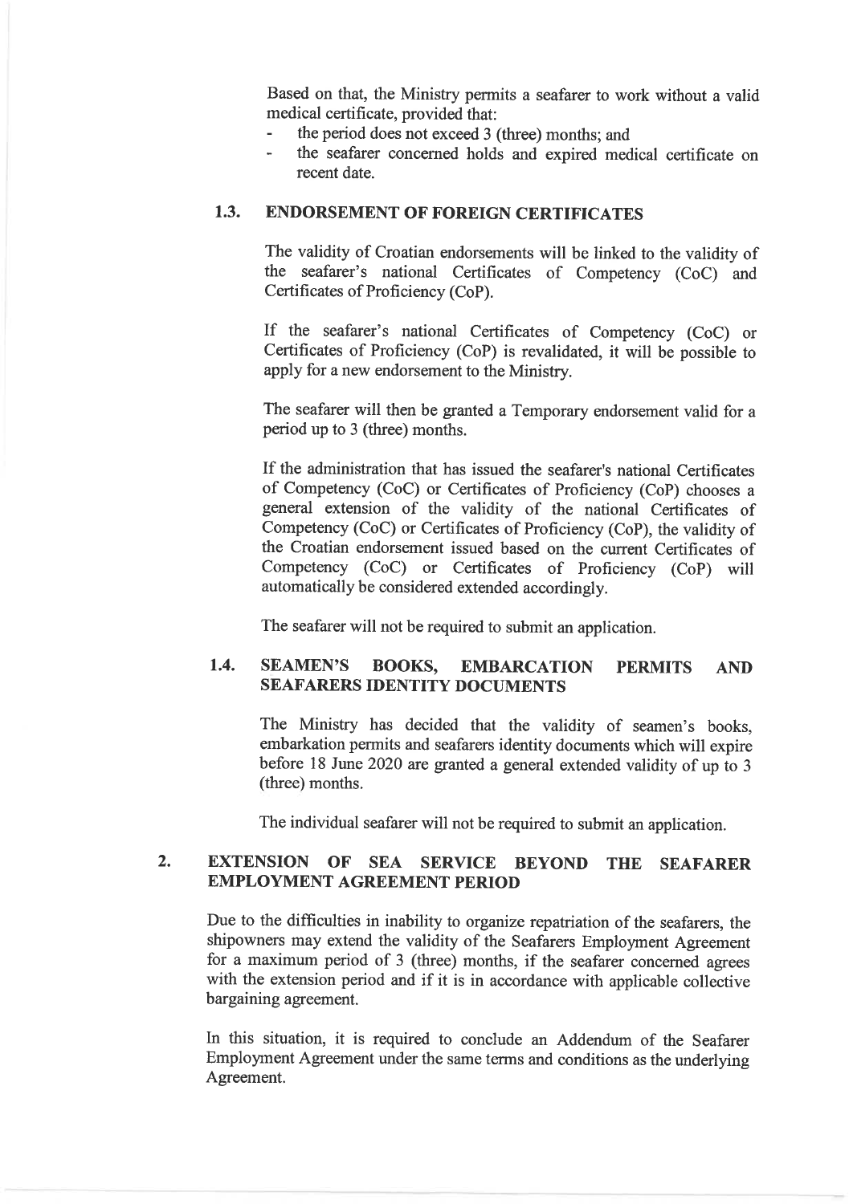Based on that, the Ministry permits a seafarer to work without a valid medical certificate, provided that:

- the period does not exceed 3 (three) months; and
- the seafarer concerned holds and expired medical certificate on recent date.

### 1.3. ENDORSEMENT OF FOREIGN CERTIFICATES

The validity of Croatian endorsements will be linked to the validity of the seafarer's national Certificates of Competency (CoC) and Certificates of Proficiency (CoP).

If the seafarer's national Certificates of Competency (CoC) or Certificates of Proficiency (CoP) is revalidated, it will be possible to apply for a new endorsement to the Ministry.

The seafarer will then be granted a Temporary endorsement valid for a period up to 3 (three) months.

If the administration that has issued the seafarer's national Certificates of Competency (CoC) or Certificates of Proficiency (CoP) chooses a general extension of the validity of the national Certificates of Competency (CoC) or Certificates of Proficiency (CoP), the validity of the Croatian endorsement issued based on the current Certificates of Competency (CoC) or Certificates of Proficiency (CoP) will automatically be considered extended accordingly.

The seafarer will not be required to submit an application.

### 1.4. SEAMEN'S BOOKS, EMBARCATION PERMITS AND SEAFARERS IDENTITY DOCUMENTS

The Ministry has decided that the validity of seamen's books, embarkation permits and seafarers identity documents which will expire before 18 June 2020 are granted a general extended validity of up to 3 (three) months.

The individual seafarer will not be required to submit an application.

## 2. EXTENSION OF SEA SERVICE BEYOND THE SEAFARER EMPLOYMENT AGREEMENT PERIOD

Due to the difficulties in inability to organize repatriation of the seafarers, the shipowners may extend the validity of the Seafarers Employment Agreement for a maximum period of 3 (three) months, if the seafarer concerned agrees with the extension period and if it is in accordance with applicable collective bargaining agreement.

In this situation, it is required to conclude an Addendum of the Seafarer Employment Agreement under the same terms and conditions as the underlying Agreement.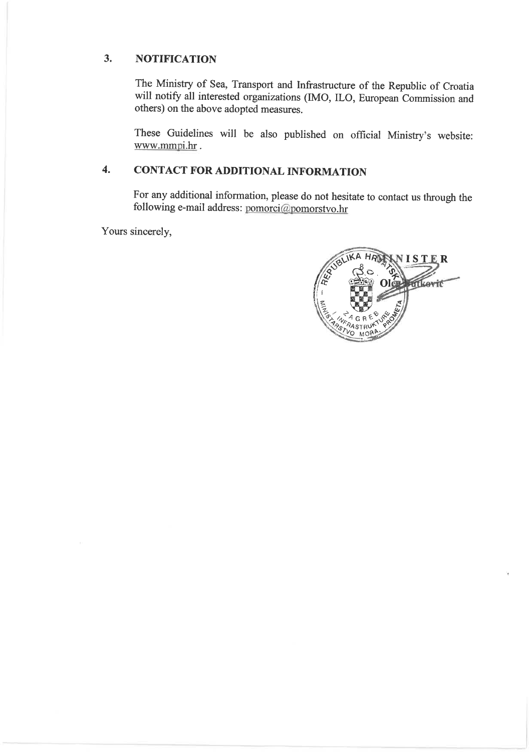## 3. NOTIFICATION

The Ministry of Sea, Transport and Infrastructure of the Republic of Croatia will notify all interested organizations (IMO, ILO, European Commission and others) on the above adopted measures.

These Guidelines will be also published on official Ministry's website: www.mmpi.hr .

## 4. CONTACT FOR ADDITIONAL INFORMATION

For any additional information, please do not hesitate to contact us through the following e-mail address: pomorci@pomorstvo.hr

Yours sincerely,

MINISTER

Oleg Butković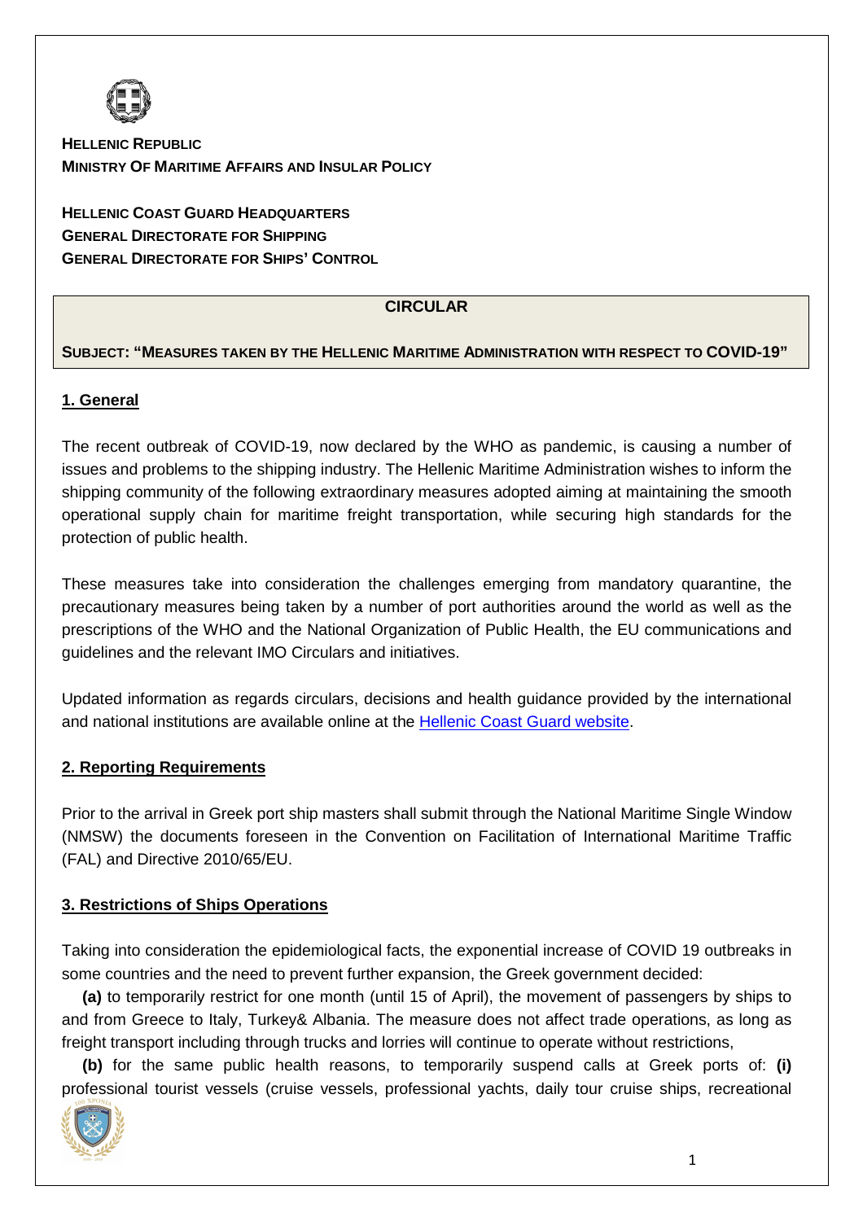**HELLENIC REPUBLIC**
**MINISTRY OF MARITIME AFFAIRS AND INSULAR POLICY**

**HELLENIC COAST GUARD HEADQUARTERS**
**GENERAL DIRECTORATE FOR SHIPPING**
**GENERAL DIRECTORATE FOR SHIPS' CONTROL**

**CIRCULAR**

**SUBJECT: "MEASURES TAKEN BY THE HELLENIC MARITIME ADMINISTRATION WITH RESPECT TO COVID-19"**

## 1. General

The recent outbreak of COVID-19, now declared by the WHO as pandemic, is causing a number of issues and problems to the shipping industry. The Hellenic Maritime Administration wishes to inform the shipping community of the following extraordinary measures adopted aiming at maintaining the smooth operational supply chain for maritime freight transportation, while securing high standards for the protection of public health.

These measures take into consideration the challenges emerging from mandatory quarantine, the precautionary measures being taken by a number of port authorities around the world as well as the prescriptions of the WHO and the National Organization of Public Health, the EU communications and guidelines and the relevant IMO Circulars and initiatives.

Updated information as regards circulars, decisions and health guidance provided by the international and national institutions are available online at the [Hellenic Coast Guard website](Hellenic Coast Guard website).

## 2. Reporting Requirements

Prior to the arrival in Greek port ship masters shall submit through the National Maritime Single Window (NMSW) the documents foreseen in the Convention on Facilitation of International Maritime Traffic (FAL) and Directive 2010/65/EU.

## 3. Restrictions of Ships Operations

Taking into consideration the epidemiological facts, the exponential increase of COVID 19 outbreaks in some countries and the need to prevent further expansion, the Greek government decided:

**(a)** to temporarily restrict for one month (until 15 of April), the movement of passengers by ships to and from Greece to Italy, Turkey& Albania. The measure does not affect trade operations, as long as freight transport including through trucks and lorries will continue to operate without restrictions,

**(b)** for the same public health reasons, to temporarily suspend calls at Greek ports of: **(i)** professional tourist vessels (cruise vessels, professional yachts, daily tour cruise ships, recreational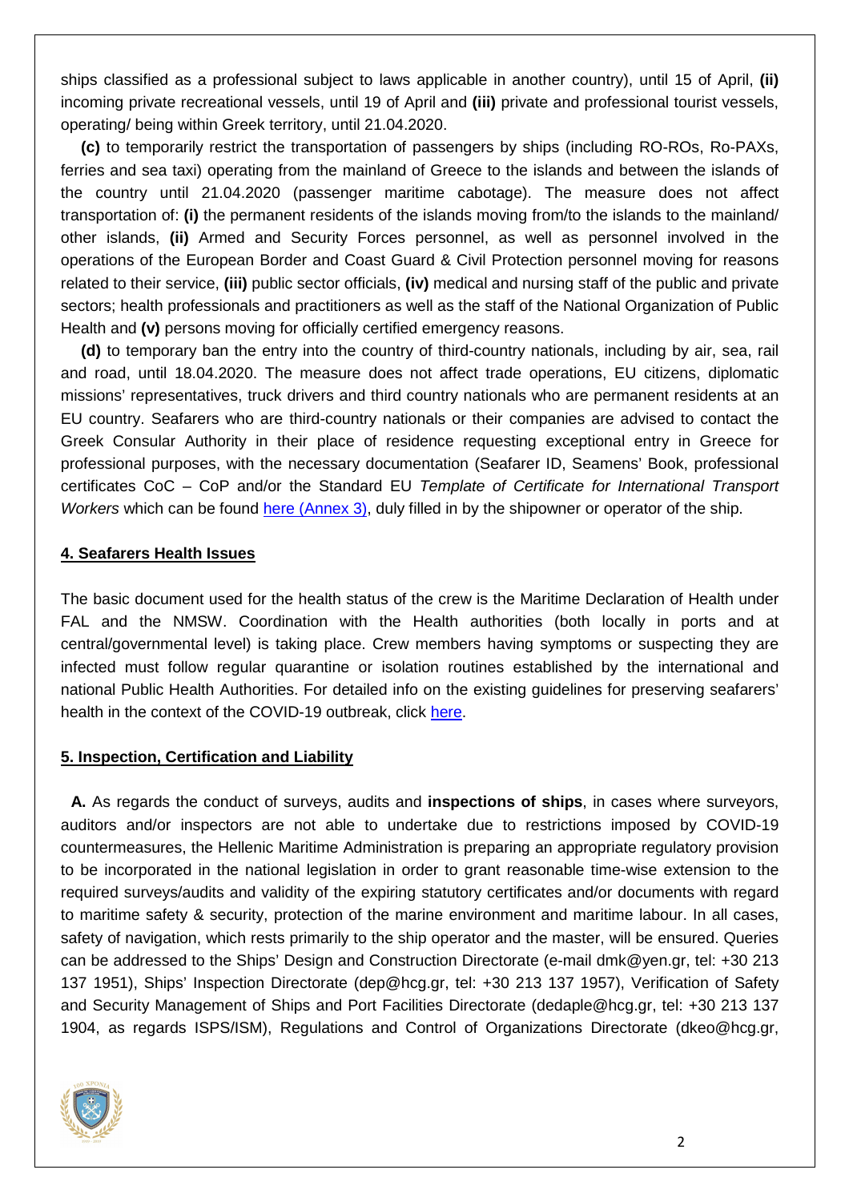ships classified as a professional subject to laws applicable in another country), until 15 of April, **(ii)** incoming private recreational vessels, until 19 of April and **(iii)** private and professional tourist vessels, operating/ being within Greek territory, until 21.04.2020.

**(c)** to temporarily restrict the transportation of passengers by ships (including RO-ROs, Ro-PAXs, ferries and sea taxi) operating from the mainland of Greece to the islands and between the islands of the country until 21.04.2020 (passenger maritime cabotage). The measure does not affect transportation of: **(i)** the permanent residents of the islands moving from/to the islands to the mainland/ other islands, **(ii)** Armed and Security Forces personnel, as well as personnel involved in the operations of the European Border and Coast Guard & Civil Protection personnel moving for reasons related to their service, **(iii)** public sector officials, **(iv)** medical and nursing staff of the public and private sectors; health professionals and practitioners as well as the staff of the National Organization of Public Health and **(v)** persons moving for officially certified emergency reasons.

**(d)** to temporary ban the entry into the country of third-country nationals, including by air, sea, rail and road, until 18.04.2020. The measure does not affect trade operations, EU citizens, diplomatic missions' representatives, truck drivers and third country nationals who are permanent residents at an EU country. Seafarers who are third-country nationals or their companies are advised to contact the Greek Consular Authority in their place of residence requesting exceptional entry in Greece for professional purposes, with the necessary documentation (Seafarer ID, Seamens' Book, professional certificates CoC – CoP and/or the Standard EU *Template of Certificate for International Transport Workers* which can be found here (Annex 3), duly filled in by the shipowner or operator of the ship.

## 4. Seafarers Health Issues

The basic document used for the health status of the crew is the Maritime Declaration of Health under FAL and the NMSW. Coordination with the Health authorities (both locally in ports and at central/governmental level) is taking place. Crew members having symptoms or suspecting they are infected must follow regular quarantine or isolation routines established by the international and national Public Health Authorities. For detailed info on the existing guidelines for preserving seafarers' health in the context of the COVID-19 outbreak, click here.

## 5. Inspection, Certification and Liability

**A.** As regards the conduct of surveys, audits and **inspections of ships**, in cases where surveyors, auditors and/or inspectors are not able to undertake due to restrictions imposed by COVID-19 countermeasures, the Hellenic Maritime Administration is preparing an appropriate regulatory provision to be incorporated in the national legislation in order to grant reasonable time-wise extension to the required surveys/audits and validity of the expiring statutory certificates and/or documents with regard to maritime safety & security, protection of the marine environment and maritime labour. In all cases, safety of navigation, which rests primarily to the ship operator and the master, will be ensured. Queries can be addressed to the Ships' Design and Construction Directorate (e-mail dmk@yen.gr, tel: +30 213 137 1951), Ships' Inspection Directorate (dep@hcg.gr, tel: +30 213 137 1957), Verification of Safety and Security Management of Ships and Port Facilities Directorate (dedaple@hcg.gr, tel: +30 213 137 1904, as regards ISPS/ISM), Regulations and Control of Organizations Directorate (dkeo@hcg.gr,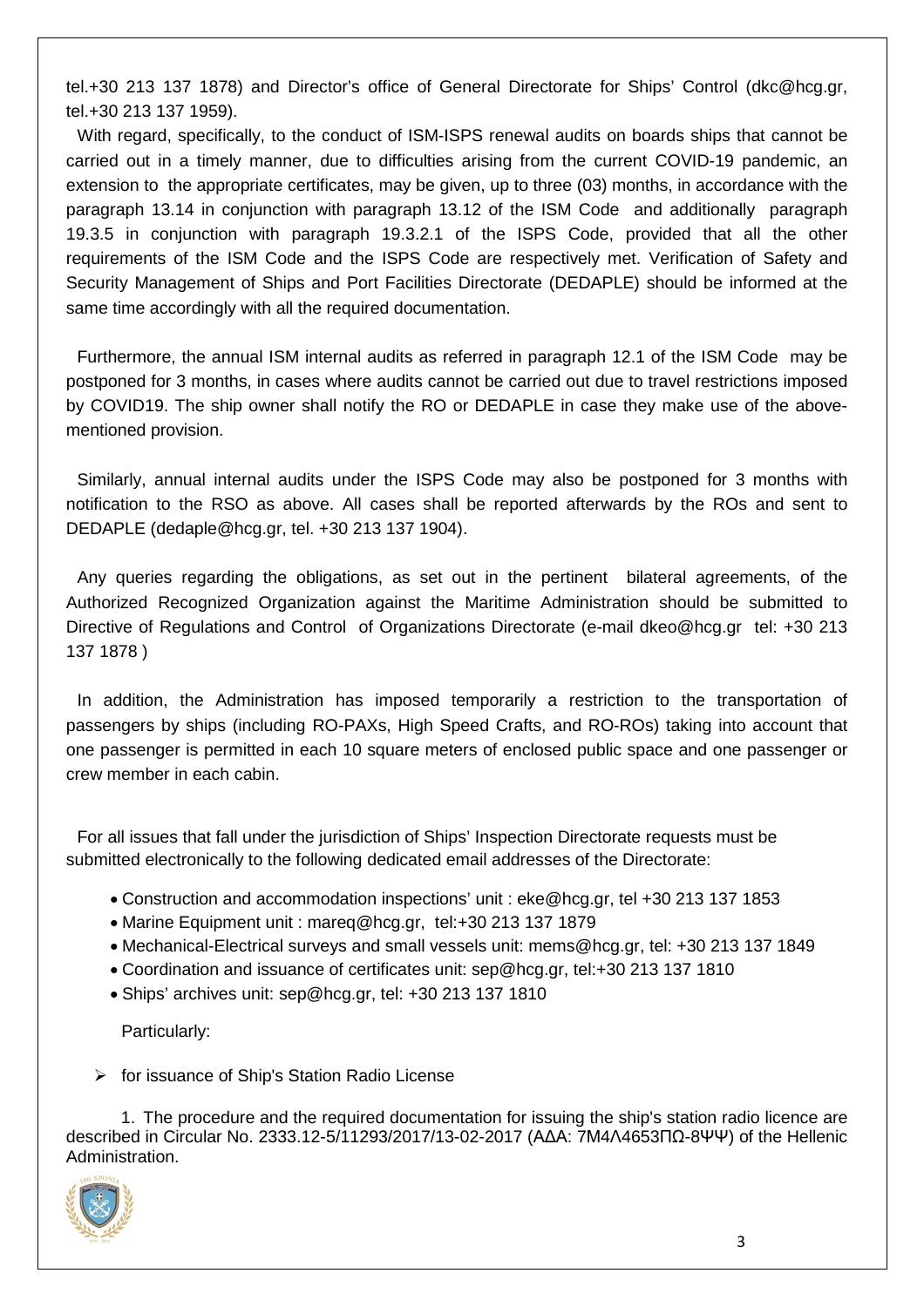tel.+30 213 137 1878) and Director's office of General Directorate for Ships' Control (dkc@hcg.gr, tel.+30 213 137 1959).

With regard, specifically, to the conduct of ISM-ISPS renewal audits on boards ships that cannot be carried out in a timely manner, due to difficulties arising from the current COVID-19 pandemic, an extension to the appropriate certificates, may be given, up to three (03) months, in accordance with the paragraph 13.14 in conjunction with paragraph 13.12 of the ISM Code and additionally paragraph 19.3.5 in conjunction with paragraph 19.3.2.1 of the ISPS Code, provided that all the other requirements of the ISM Code and the ISPS Code are respectively met. Verification of Safety and Security Management of Ships and Port Facilities Directorate (DEDAPLE) should be informed at the same time accordingly with all the required documentation.

Furthermore, the annual ISM internal audits as referred in paragraph 12.1 of the ISM Code may be postponed for 3 months, in cases where audits cannot be carried out due to travel restrictions imposed by COVID19. The ship owner shall notify the RO or DEDAPLE in case they make use of the above-mentioned provision.

Similarly, annual internal audits under the ISPS Code may also be postponed for 3 months with notification to the RSO as above. All cases shall be reported afterwards by the ROs and sent to DEDAPLE (dedaple@hcg.gr, tel. +30 213 137 1904).

Any queries regarding the obligations, as set out in the pertinent bilateral agreements, of the Authorized Recognized Organization against the Maritime Administration should be submitted to Directive of Regulations and Control of Organizations Directorate (e-mail dkeo@hcg.gr tel: +30 213 137 1878 )

In addition, the Administration has imposed temporarily a restriction to the transportation of passengers by ships (including RO-PAXs, High Speed Crafts, and RO-ROs) taking into account that one passenger is permitted in each 10 square meters of enclosed public space and one passenger or crew member in each cabin.

For all issues that fall under the jurisdiction of Ships' Inspection Directorate requests must be submitted electronically to the following dedicated email addresses of the Directorate:

- Construction and accommodation inspections' unit : eke@hcg.gr, tel +30 213 137 1853
- Marine Equipment unit : mareq@hcg.gr, tel:+30 213 137 1879
- Mechanical-Electrical surveys and small vessels unit: mems@hcg.gr, tel: +30 213 137 1849
- Coordination and issuance of certificates unit: sep@hcg.gr, tel:+30 213 137 1810
- Ships' archives unit: sep@hcg.gr, tel: +30 213 137 1810

Particularly:

- for issuance of Ship's Station Radio License

1. The procedure and the required documentation for issuing the ship's station radio licence are described in Circular No. 2333.12-5/11293/2017/13-02-2017 (ΑΔΑ: 7Μ4Λ4653ΠΩ-8ΨΨ) of the Hellenic Administration.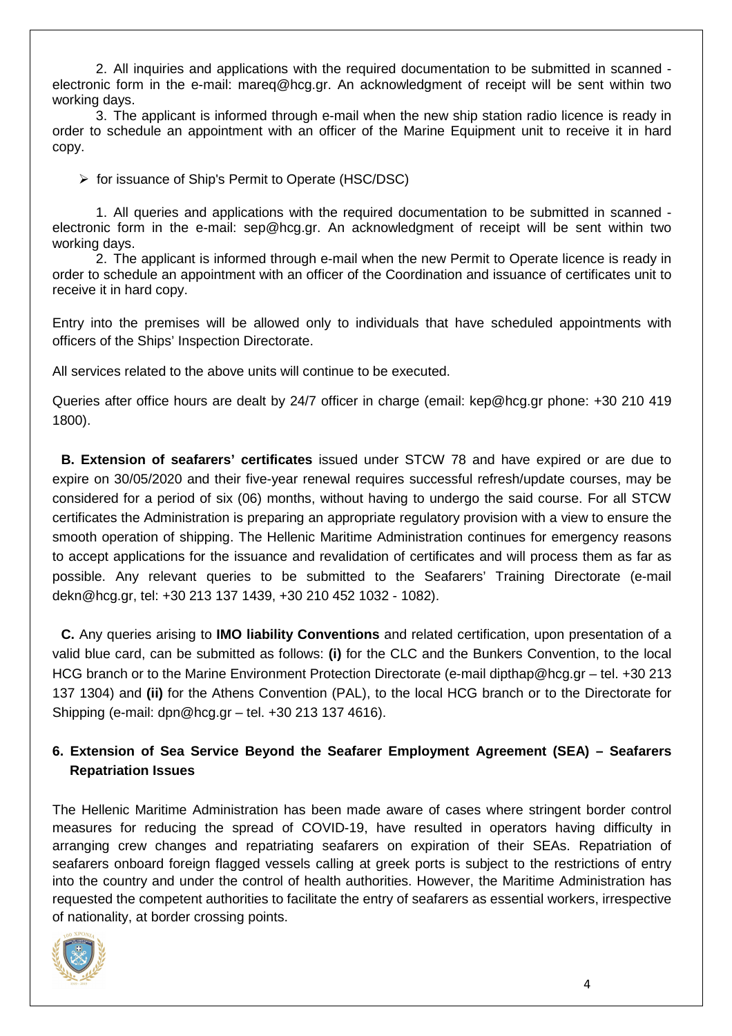2. All inquiries and applications with the required documentation to be submitted in scanned - electronic form in the e-mail: mareq@hcg.gr. An acknowledgment of receipt will be sent within two working days.

3. The applicant is informed through e-mail when the new ship station radio licence is ready in order to schedule an appointment with an officer of the Marine Equipment unit to receive it in hard copy.

- for issuance of Ship's Permit to Operate (HSC/DSC)

1. All queries and applications with the required documentation to be submitted in scanned - electronic form in the e-mail: sep@hcg.gr. An acknowledgment of receipt will be sent within two working days.

2. The applicant is informed through e-mail when the new Permit to Operate licence is ready in order to schedule an appointment with an officer of the Coordination and issuance of certificates unit to receive it in hard copy.

Entry into the premises will be allowed only to individuals that have scheduled appointments with officers of the Ships' Inspection Directorate.

All services related to the above units will continue to be executed.

Queries after office hours are dealt by 24/7 officer in charge (email: kep@hcg.gr phone: +30 210 419 1800).

**B. Extension of seafarers' certificates** issued under STCW 78 and have expired or are due to expire on 30/05/2020 and their five-year renewal requires successful refresh/update courses, may be considered for a period of six (06) months, without having to undergo the said course. For all STCW certificates the Administration is preparing an appropriate regulatory provision with a view to ensure the smooth operation of shipping. The Hellenic Maritime Administration continues for emergency reasons to accept applications for the issuance and revalidation of certificates and will process them as far as possible. Any relevant queries to be submitted to the Seafarers' Training Directorate (e-mail dekn@hcg.gr, tel: +30 213 137 1439, +30 210 452 1032 - 1082).

**C.** Any queries arising to **IMO liability Conventions** and related certification, upon presentation of a valid blue card, can be submitted as follows: **(i)** for the CLC and the Bunkers Convention, to the local HCG branch or to the Marine Environment Protection Directorate (e-mail dipthap@hcg.gr – tel. +30 213 137 1304) and **(ii)** for the Athens Convention (PAL), to the local HCG branch or to the Directorate for Shipping (e-mail: dpn@hcg.gr – tel. +30 213 137 4616).

## 6. Extension of Sea Service Beyond the Seafarer Employment Agreement (SEA) – Seafarers Repatriation Issues

The Hellenic Maritime Administration has been made aware of cases where stringent border control measures for reducing the spread of COVID-19, have resulted in operators having difficulty in arranging crew changes and repatriating seafarers on expiration of their SEAs. Repatriation of seafarers onboard foreign flagged vessels calling at greek ports is subject to the restrictions of entry into the country and under the control of health authorities. However, the Maritime Administration has requested the competent authorities to facilitate the entry of seafarers as essential workers, irrespective of nationality, at border crossing points.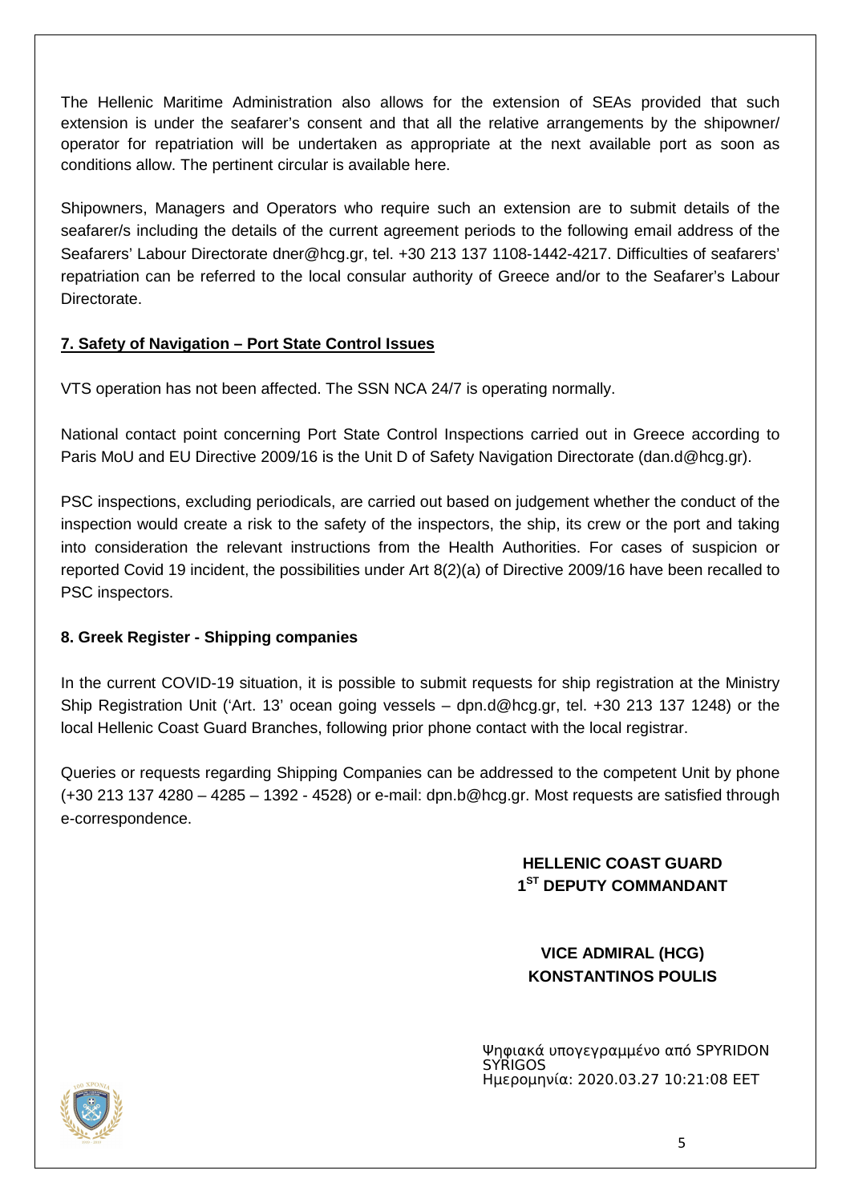The Hellenic Maritime Administration also allows for the extension of SEAs provided that such extension is under the seafarer's consent and that all the relative arrangements by the shipowner/ operator for repatriation will be undertaken as appropriate at the next available port as soon as conditions allow. The pertinent circular is available here.

Shipowners, Managers and Operators who require such an extension are to submit details of the seafarer/s including the details of the current agreement periods to the following email address of the Seafarers' Labour Directorate dner@hcg.gr, tel. +30 213 137 1108-1442-4217. Difficulties of seafarers' repatriation can be referred to the local consular authority of Greece and/or to the Seafarer's Labour Directorate.

## **7. Safety of Navigation – Port State Control Issues**

VTS operation has not been affected. The SSN NCA 24/7 is operating normally.

National contact point concerning Port State Control Inspections carried out in Greece according to Paris MoU and EU Directive 2009/16 is the Unit D of Safety Navigation Directorate (dan.d@hcg.gr).

PSC inspections, excluding periodicals, are carried out based on judgement whether the conduct of the inspection would create a risk to the safety of the inspectors, the ship, its crew or the port and taking into consideration the relevant instructions from the Health Authorities. For cases of suspicion or reported Covid 19 incident, the possibilities under Art 8(2)(a) of Directive 2009/16 have been recalled to PSC inspectors.

## **8. Greek Register - Shipping companies**

In the current COVID-19 situation, it is possible to submit requests for ship registration at the Ministry Ship Registration Unit ('Art. 13' ocean going vessels – dpn.d@hcg.gr, tel. +30 213 137 1248) or the local Hellenic Coast Guard Branches, following prior phone contact with the local registrar.

Queries or requests regarding Shipping Companies can be addressed to the competent Unit by phone (+30 213 137 4280 – 4285 – 1392 - 4528) or e-mail: dpn.b@hcg.gr. Most requests are satisfied through e-correspondence.

**HELLENIC COAST GUARD**
**1ST DEPUTY COMMANDANT**

**VICE ADMIRAL (HCG)**
**KONSTANTINOS POULIS**

Ψηφιακά υπογεγραμμένο από SPYRIDON SYRIGOS
Ημερομηνία: 2020.03.27 10:21:08 EET